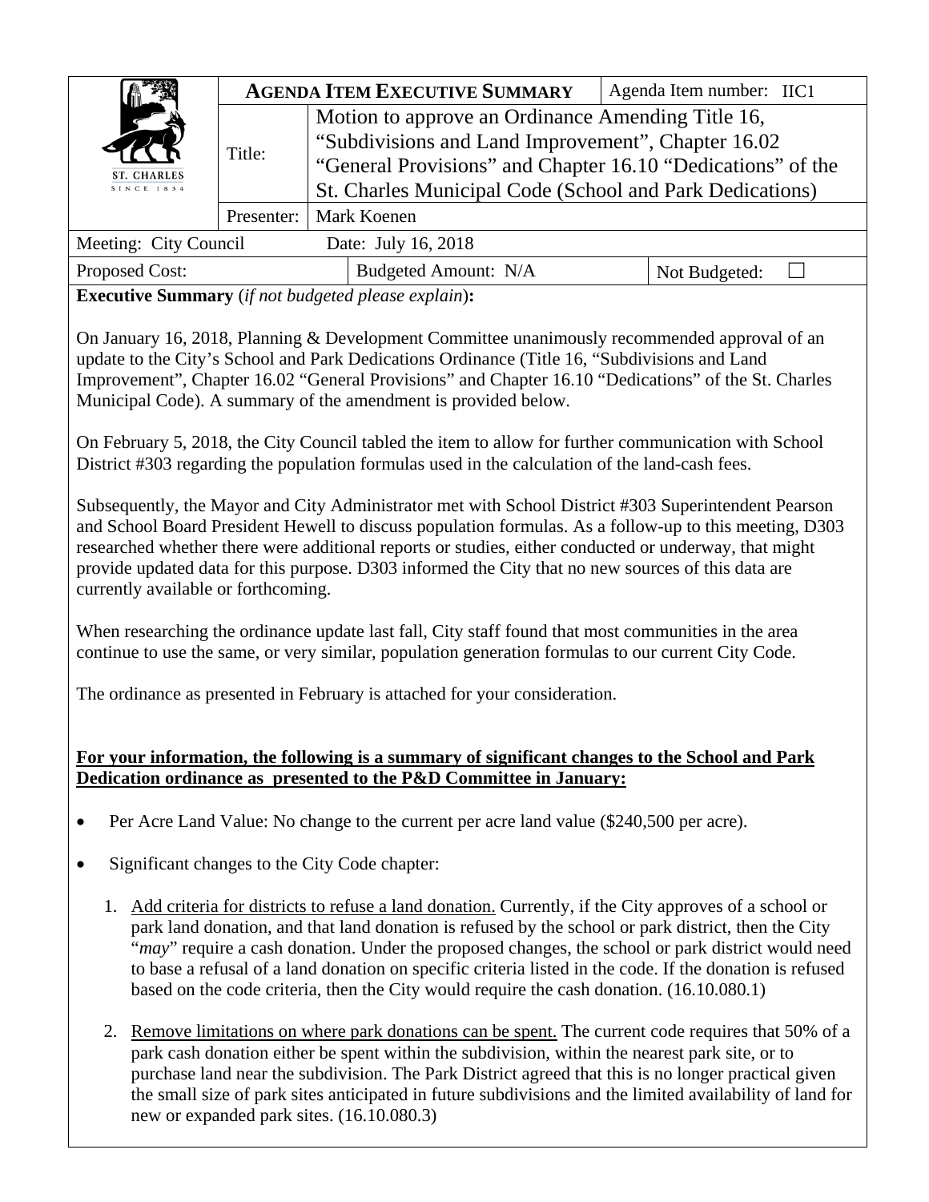| ST. CHARLES SINCE 1834 | **AGENDA ITEM EXECUTIVE SUMMARY** | | Agenda Item number: IIC1 |
|---|---|---|---|
| | Title: | Motion to approve an Ordinance Amending Title 16, "Subdivisions and Land Improvement", Chapter 16.02 "General Provisions" and Chapter 16.10 "Dedications" of the St. Charles Municipal Code (School and Park Dedications) | |
| | Presenter: | Mark Koenen | |
| Meeting: City Council | Date: July 16, 2018 | | |
| Proposed Cost: | Budgeted Amount: N/A | | Not Budgeted: ☐ |

**Executive Summary** (*if not budgeted please explain*)**:**

On January 16, 2018, Planning & Development Committee unanimously recommended approval of an update to the City's School and Park Dedications Ordinance (Title 16, "Subdivisions and Land Improvement", Chapter 16.02 "General Provisions" and Chapter 16.10 "Dedications" of the St. Charles Municipal Code). A summary of the amendment is provided below.

On February 5, 2018, the City Council tabled the item to allow for further communication with School District #303 regarding the population formulas used in the calculation of the land-cash fees.

Subsequently, the Mayor and City Administrator met with School District #303 Superintendent Pearson and School Board President Hewell to discuss population formulas. As a follow-up to this meeting, D303 researched whether there were additional reports or studies, either conducted or underway, that might provide updated data for this purpose. D303 informed the City that no new sources of this data are currently available or forthcoming.

When researching the ordinance update last fall, City staff found that most communities in the area continue to use the same, or very similar, population generation formulas to our current City Code.

The ordinance as presented in February is attached for your consideration.

**For your information, the following is a summary of significant changes to the School and Park Dedication ordinance as presented to the P&D Committee in January:**

- Per Acre Land Value: No change to the current per acre land value ($240,500 per acre).
- Significant changes to the City Code chapter:

1. Add criteria for districts to refuse a land donation. Currently, if the City approves of a school or park land donation, and that land donation is refused by the school or park district, then the City "*may*" require a cash donation. Under the proposed changes, the school or park district would need to base a refusal of a land donation on specific criteria listed in the code. If the donation is refused based on the code criteria, then the City would require the cash donation. (16.10.080.1)

2. Remove limitations on where park donations can be spent. The current code requires that 50% of a park cash donation either be spent within the subdivision, within the nearest park site, or to purchase land near the subdivision. The Park District agreed that this is no longer practical given the small size of park sites anticipated in future subdivisions and the limited availability of land for new or expanded park sites. (16.10.080.3)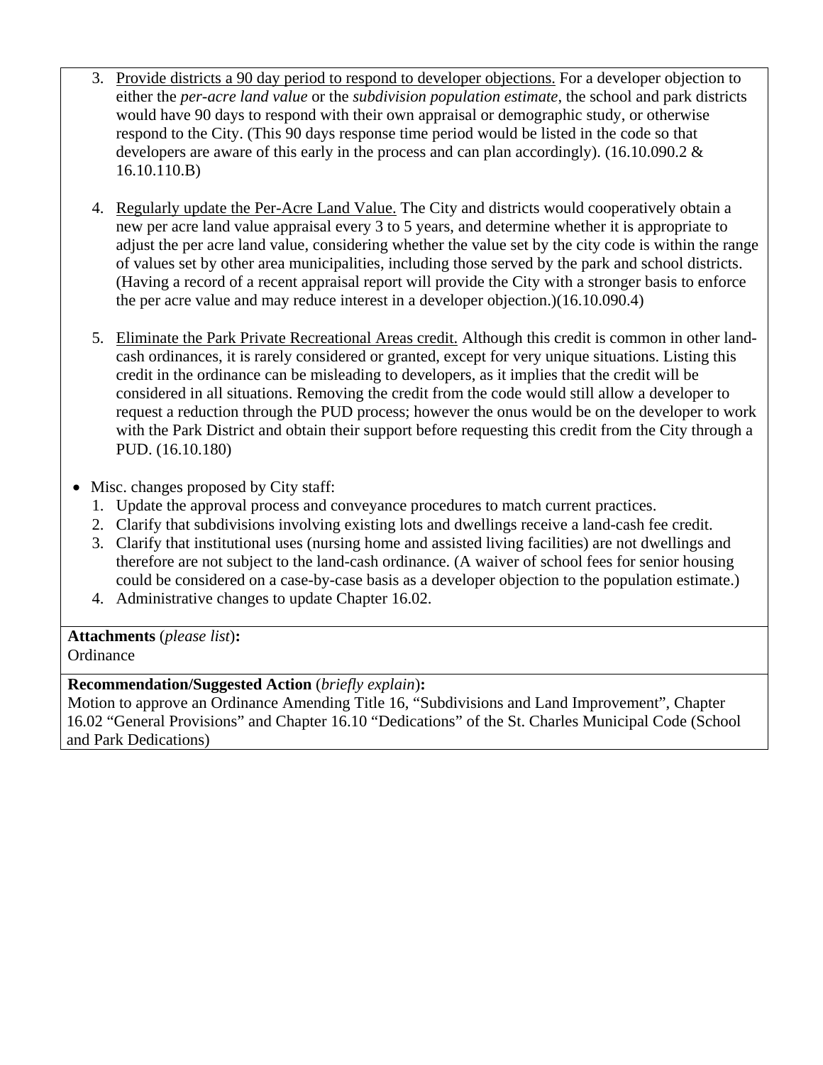3. <u>Provide districts a 90 day period to respond to developer objections.</u> For a developer objection to either the *per-acre land value* or the *subdivision population estimate*, the school and park districts would have 90 days to respond with their own appraisal or demographic study, or otherwise respond to the City. (This 90 days response time period would be listed in the code so that developers are aware of this early in the process and can plan accordingly). (16.10.090.2 & 16.10.110.B)

4. <u>Regularly update the Per-Acre Land Value.</u> The City and districts would cooperatively obtain a new per acre land value appraisal every 3 to 5 years, and determine whether it is appropriate to adjust the per acre land value, considering whether the value set by the city code is within the range of values set by other area municipalities, including those served by the park and school districts. (Having a record of a recent appraisal report will provide the City with a stronger basis to enforce the per acre value and may reduce interest in a developer objection.)(16.10.090.4)

5. <u>Eliminate the Park Private Recreational Areas credit.</u> Although this credit is common in other land-cash ordinances, it is rarely considered or granted, except for very unique situations. Listing this credit in the ordinance can be misleading to developers, as it implies that the credit will be considered in all situations. Removing the credit from the code would still allow a developer to request a reduction through the PUD process; however the onus would be on the developer to work with the Park District and obtain their support before requesting this credit from the City through a PUD. (16.10.180)

- Misc. changes proposed by City staff:
  1. Update the approval process and conveyance procedures to match current practices.
  2. Clarify that subdivisions involving existing lots and dwellings receive a land-cash fee credit.
  3. Clarify that institutional uses (nursing home and assisted living facilities) are not dwellings and therefore are not subject to the land-cash ordinance. (A waiver of school fees for senior housing could be considered on a case-by-case basis as a developer objection to the population estimate.)
  4. Administrative changes to update Chapter 16.02.

**Attachments** (*please list*)**:**
Ordinance

**Recommendation/Suggested Action** (*briefly explain*)**:**
Motion to approve an Ordinance Amending Title 16, "Subdivisions and Land Improvement", Chapter 16.02 "General Provisions" and Chapter 16.10 "Dedications" of the St. Charles Municipal Code (School and Park Dedications)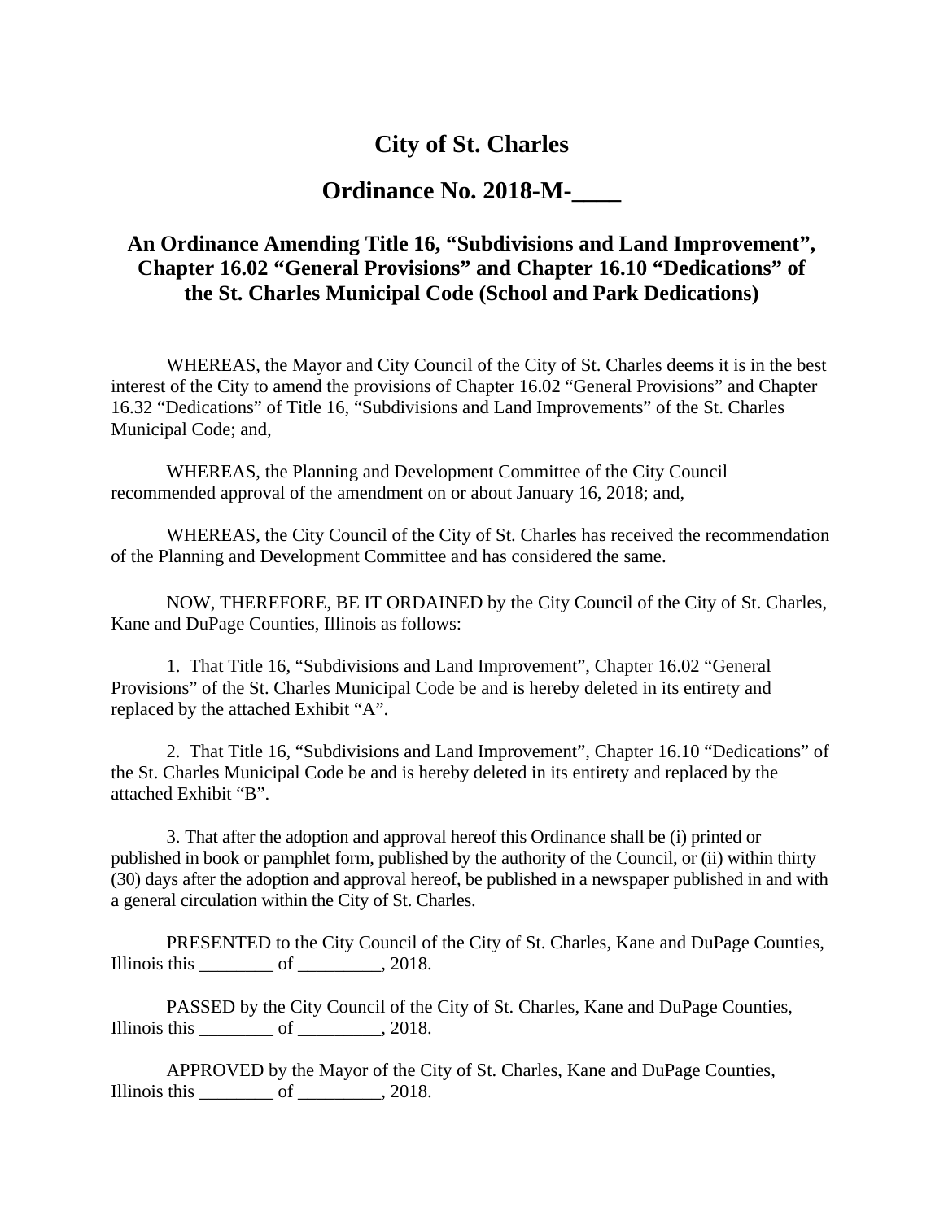# City of St. Charles

## Ordinance No. 2018-M-____

### An Ordinance Amending Title 16, "Subdivisions and Land Improvement", Chapter 16.02 "General Provisions" and Chapter 16.10 "Dedications" of the St. Charles Municipal Code (School and Park Dedications)

WHEREAS, the Mayor and City Council of the City of St. Charles deems it is in the best interest of the City to amend the provisions of Chapter 16.02 "General Provisions" and Chapter 16.32 "Dedications" of Title 16, "Subdivisions and Land Improvements" of the St. Charles Municipal Code; and,

WHEREAS, the Planning and Development Committee of the City Council recommended approval of the amendment on or about January 16, 2018; and,

WHEREAS, the City Council of the City of St. Charles has received the recommendation of the Planning and Development Committee and has considered the same.

NOW, THEREFORE, BE IT ORDAINED by the City Council of the City of St. Charles, Kane and DuPage Counties, Illinois as follows:

1. That Title 16, "Subdivisions and Land Improvement", Chapter 16.02 "General Provisions" of the St. Charles Municipal Code be and is hereby deleted in its entirety and replaced by the attached Exhibit "A".

2. That Title 16, "Subdivisions and Land Improvement", Chapter 16.10 "Dedications" of the St. Charles Municipal Code be and is hereby deleted in its entirety and replaced by the attached Exhibit "B".

3. That after the adoption and approval hereof this Ordinance shall be (i) printed or published in book or pamphlet form, published by the authority of the Council, or (ii) within thirty (30) days after the adoption and approval hereof, be published in a newspaper published in and with a general circulation within the City of St. Charles.

PRESENTED to the City Council of the City of St. Charles, Kane and DuPage Counties, Illinois this ________ of _________, 2018.

PASSED by the City Council of the City of St. Charles, Kane and DuPage Counties, Illinois this ________ of _________, 2018.

APPROVED by the Mayor of the City of St. Charles, Kane and DuPage Counties, Illinois this ________ of _________, 2018.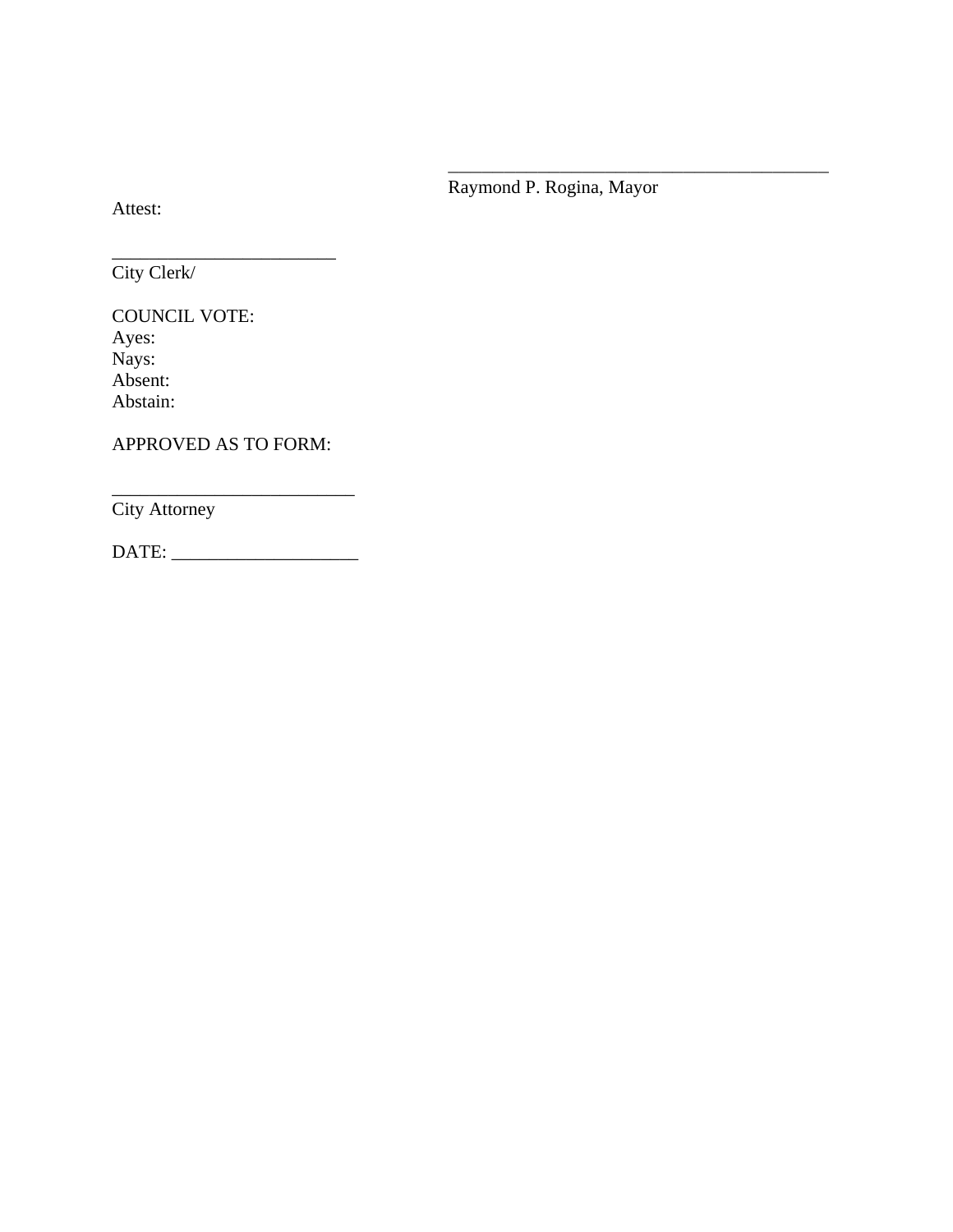\_\_\_\_\_\_\_\_\_\_\_\_\_\_\_\_\_\_\_\_\_\_\_\_\_\_\_\_\_\_\_\_\_\_\_\_\_\_\_\_\_\_
Raymond P. Rogina, Mayor

Attest:

\_\_\_\_\_\_\_\_\_\_\_\_\_\_\_\_\_\_\_\_\_\_\_\_\_
City Clerk/

COUNCIL VOTE:
Ayes:
Nays:
Absent:
Abstain:

APPROVED AS TO FORM:

\_\_\_\_\_\_\_\_\_\_\_\_\_\_\_\_\_\_\_\_\_\_\_\_\_\_\_
City Attorney

DATE: \_\_\_\_\_\_\_\_\_\_\_\_\_\_\_\_\_\_\_\_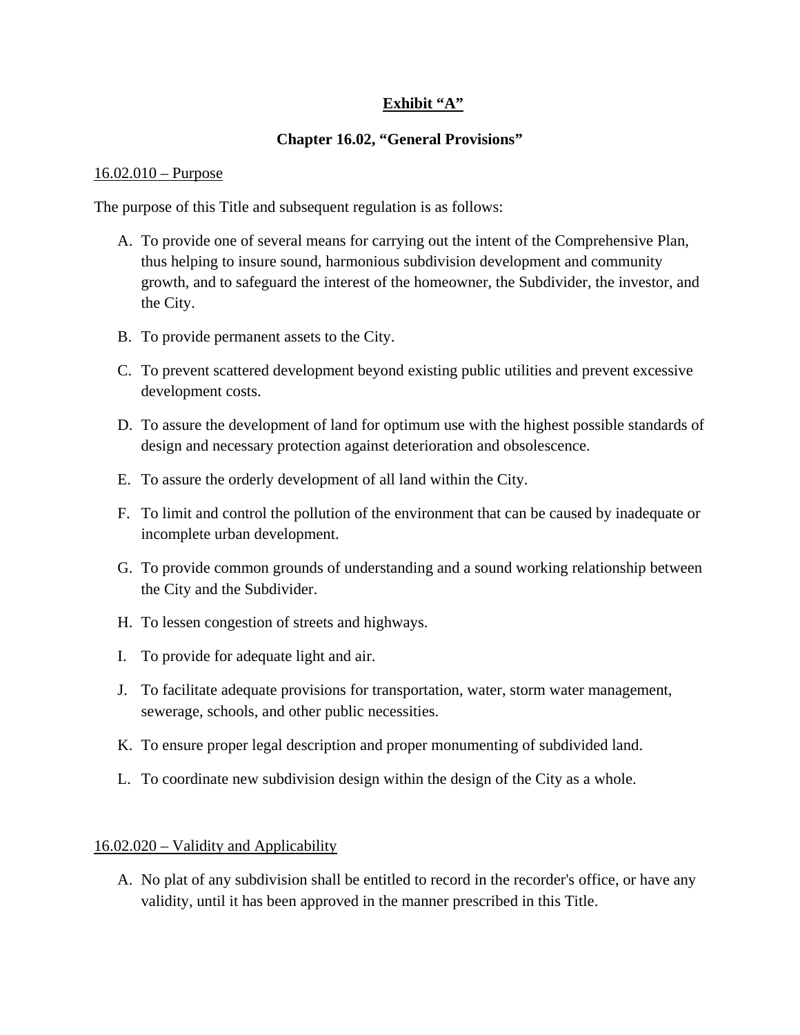**Exhibit "A"**

## Chapter 16.02, "General Provisions"

16.02.010 – Purpose

The purpose of this Title and subsequent regulation is as follows:

A. To provide one of several means for carrying out the intent of the Comprehensive Plan, thus helping to insure sound, harmonious subdivision development and community growth, and to safeguard the interest of the homeowner, the Subdivider, the investor, and the City.

B. To provide permanent assets to the City.

C. To prevent scattered development beyond existing public utilities and prevent excessive development costs.

D. To assure the development of land for optimum use with the highest possible standards of design and necessary protection against deterioration and obsolescence.

E. To assure the orderly development of all land within the City.

F. To limit and control the pollution of the environment that can be caused by inadequate or incomplete urban development.

G. To provide common grounds of understanding and a sound working relationship between the City and the Subdivider.

H. To lessen congestion of streets and highways.

I. To provide for adequate light and air.

J. To facilitate adequate provisions for transportation, water, storm water management, sewerage, schools, and other public necessities.

K. To ensure proper legal description and proper monumenting of subdivided land.

L. To coordinate new subdivision design within the design of the City as a whole.

16.02.020 – Validity and Applicability

A. No plat of any subdivision shall be entitled to record in the recorder's office, or have any validity, until it has been approved in the manner prescribed in this Title.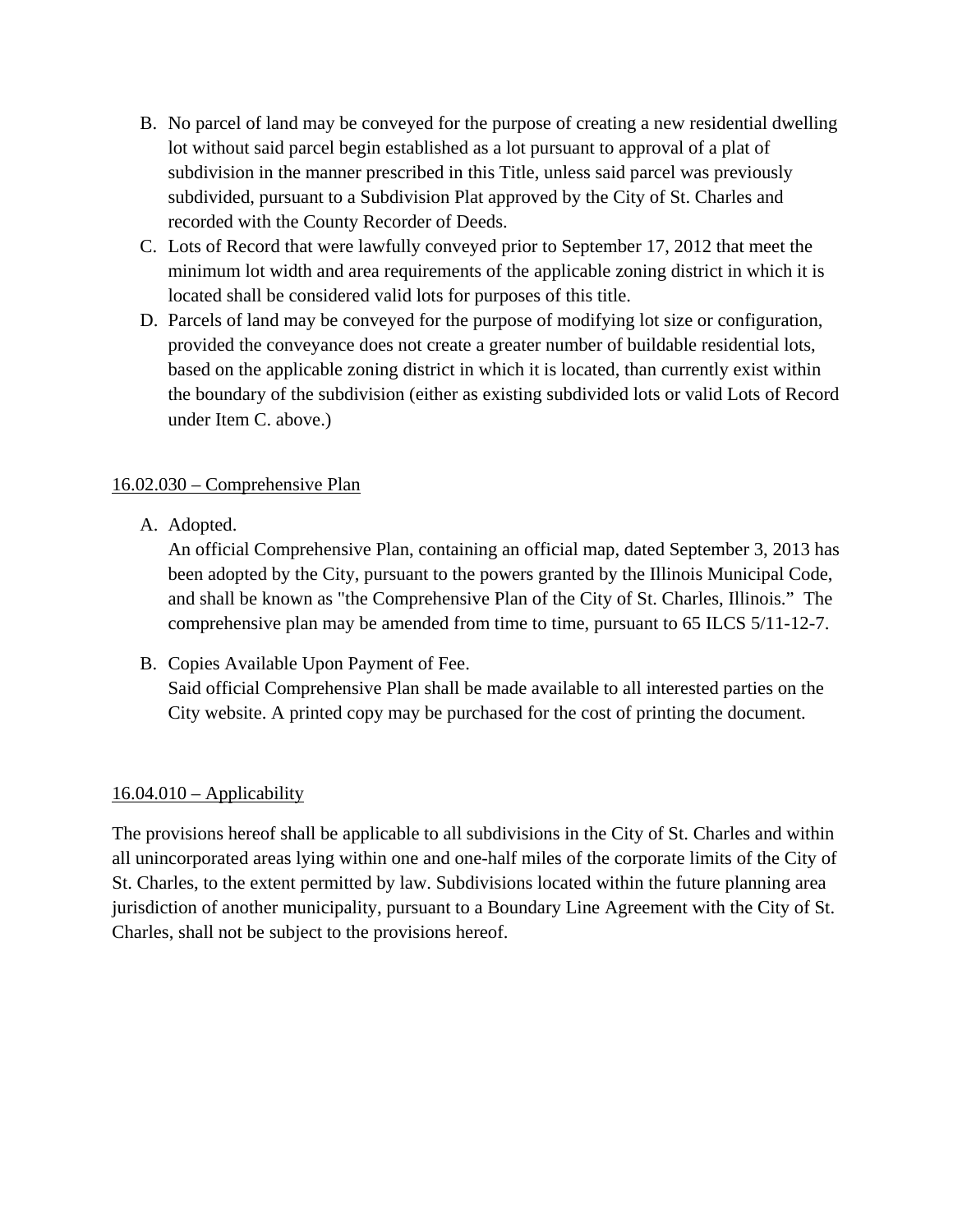B. No parcel of land may be conveyed for the purpose of creating a new residential dwelling lot without said parcel begin established as a lot pursuant to approval of a plat of subdivision in the manner prescribed in this Title, unless said parcel was previously subdivided, pursuant to a Subdivision Plat approved by the City of St. Charles and recorded with the County Recorder of Deeds.

C. Lots of Record that were lawfully conveyed prior to September 17, 2012 that meet the minimum lot width and area requirements of the applicable zoning district in which it is located shall be considered valid lots for purposes of this title.

D. Parcels of land may be conveyed for the purpose of modifying lot size or configuration, provided the conveyance does not create a greater number of buildable residential lots, based on the applicable zoning district in which it is located, than currently exist within the boundary of the subdivision (either as existing subdivided lots or valid Lots of Record under Item C. above.)

<u>16.02.030 – Comprehensive Plan</u>

A. Adopted.
   An official Comprehensive Plan, containing an official map, dated September 3, 2013 has been adopted by the City, pursuant to the powers granted by the Illinois Municipal Code, and shall be known as "the Comprehensive Plan of the City of St. Charles, Illinois." The comprehensive plan may be amended from time to time, pursuant to 65 ILCS 5/11-12-7.

B. Copies Available Upon Payment of Fee.
   Said official Comprehensive Plan shall be made available to all interested parties on the City website. A printed copy may be purchased for the cost of printing the document.

<u>16.04.010 – Applicability</u>

The provisions hereof shall be applicable to all subdivisions in the City of St. Charles and within all unincorporated areas lying within one and one-half miles of the corporate limits of the City of St. Charles, to the extent permitted by law. Subdivisions located within the future planning area jurisdiction of another municipality, pursuant to a Boundary Line Agreement with the City of St. Charles, shall not be subject to the provisions hereof.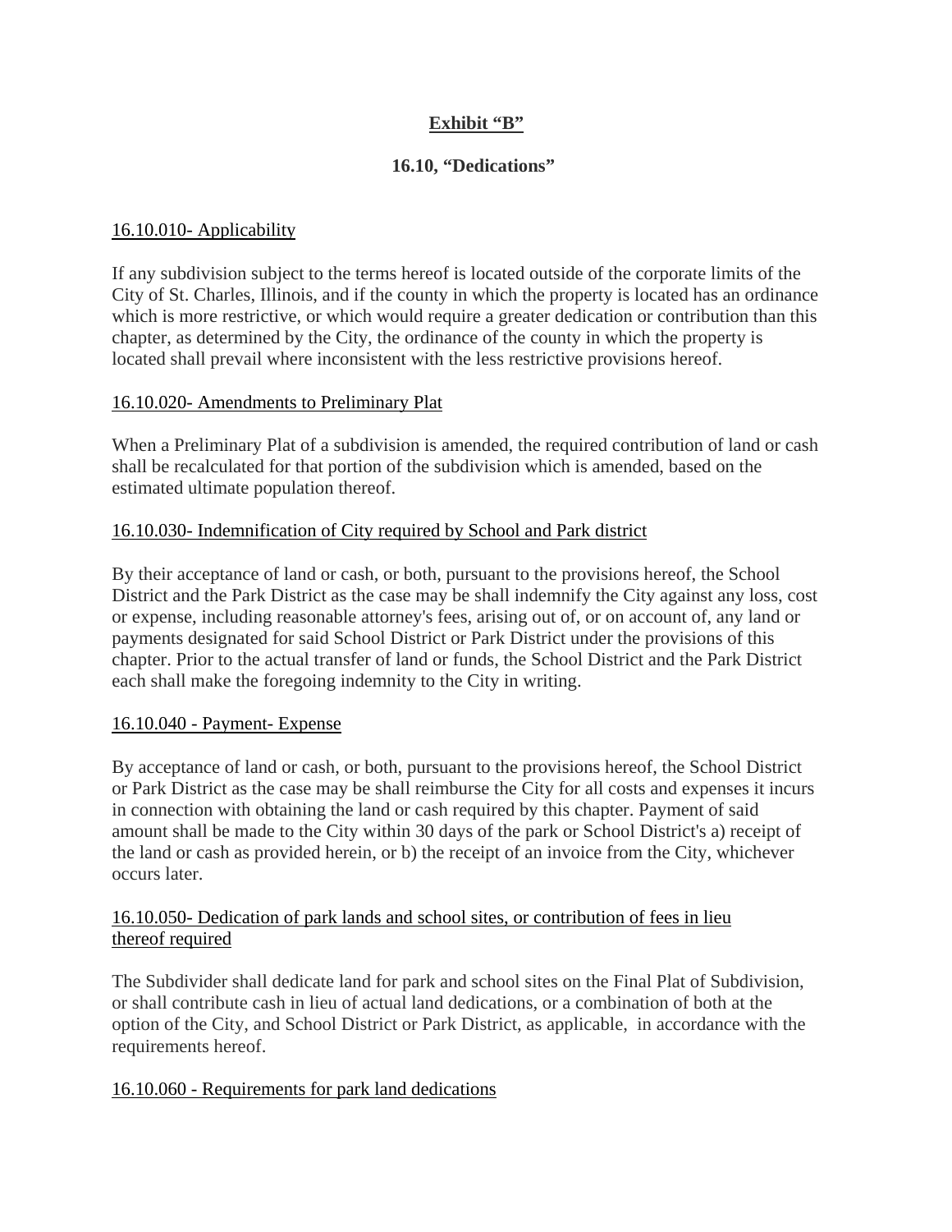## Exhibit "B"

### 16.10, "Dedications"

16.10.010- Applicability

If any subdivision subject to the terms hereof is located outside of the corporate limits of the City of St. Charles, Illinois, and if the county in which the property is located has an ordinance which is more restrictive, or which would require a greater dedication or contribution than this chapter, as determined by the City, the ordinance of the county in which the property is located shall prevail where inconsistent with the less restrictive provisions hereof.

16.10.020- Amendments to Preliminary Plat

When a Preliminary Plat of a subdivision is amended, the required contribution of land or cash shall be recalculated for that portion of the subdivision which is amended, based on the estimated ultimate population thereof.

16.10.030- Indemnification of City required by School and Park district

By their acceptance of land or cash, or both, pursuant to the provisions hereof, the School District and the Park District as the case may be shall indemnify the City against any loss, cost or expense, including reasonable attorney's fees, arising out of, or on account of, any land or payments designated for said School District or Park District under the provisions of this chapter. Prior to the actual transfer of land or funds, the School District and the Park District each shall make the foregoing indemnity to the City in writing.

16.10.040 - Payment- Expense

By acceptance of land or cash, or both, pursuant to the provisions hereof, the School District or Park District as the case may be shall reimburse the City for all costs and expenses it incurs in connection with obtaining the land or cash required by this chapter. Payment of said amount shall be made to the City within 30 days of the park or School District's a) receipt of the land or cash as provided herein, or b) the receipt of an invoice from the City, whichever occurs later.

16.10.050- Dedication of park lands and school sites, or contribution of fees in lieu thereof required

The Subdivider shall dedicate land for park and school sites on the Final Plat of Subdivision, or shall contribute cash in lieu of actual land dedications, or a combination of both at the option of the City, and School District or Park District, as applicable, in accordance with the requirements hereof.

16.10.060 - Requirements for park land dedications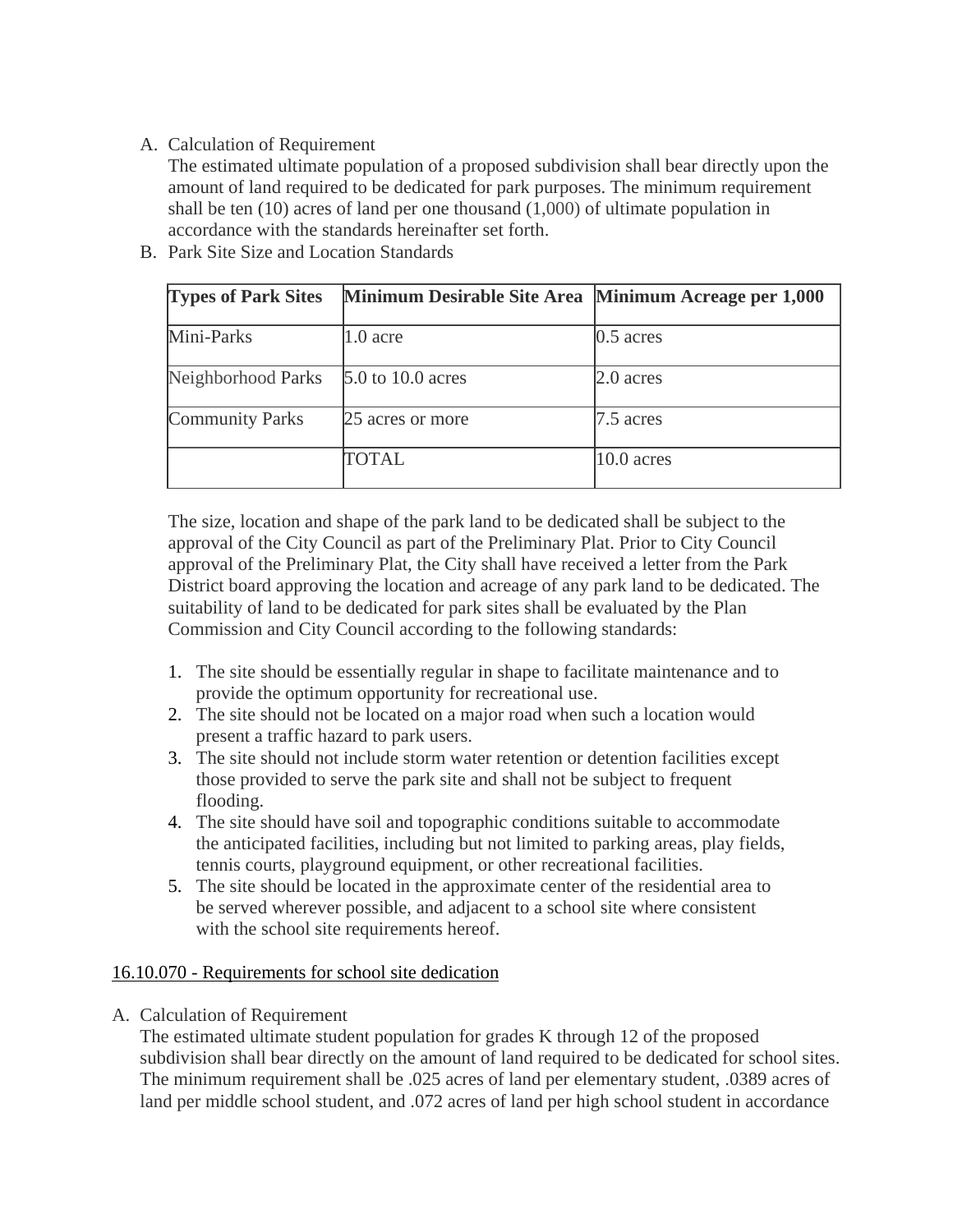A. Calculation of Requirement
   The estimated ultimate population of a proposed subdivision shall bear directly upon the amount of land required to be dedicated for park purposes. The minimum requirement shall be ten (10) acres of land per one thousand (1,000) of ultimate population in accordance with the standards hereinafter set forth.
B. Park Site Size and Location Standards

| **Types of Park Sites** | **Minimum Desirable Site Area** | **Minimum Acreage per 1,000** |
|---|---|---|
| Mini-Parks | 1.0 acre | 0.5 acres |
| Neighborhood Parks | 5.0 to 10.0 acres | 2.0 acres |
| Community Parks | 25 acres or more | 7.5 acres |
| | TOTAL | 10.0 acres |

   The size, location and shape of the park land to be dedicated shall be subject to the approval of the City Council as part of the Preliminary Plat. Prior to City Council approval of the Preliminary Plat, the City shall have received a letter from the Park District board approving the location and acreage of any park land to be dedicated. The suitability of land to be dedicated for park sites shall be evaluated by the Plan Commission and City Council according to the following standards:

   1. The site should be essentially regular in shape to facilitate maintenance and to provide the optimum opportunity for recreational use.
   2. The site should not be located on a major road when such a location would present a traffic hazard to park users.
   3. The site should not include storm water retention or detention facilities except those provided to serve the park site and shall not be subject to frequent flooding.
   4. The site should have soil and topographic conditions suitable to accommodate the anticipated facilities, including but not limited to parking areas, play fields, tennis courts, playground equipment, or other recreational facilities.
   5. The site should be located in the approximate center of the residential area to be served wherever possible, and adjacent to a school site where consistent with the school site requirements hereof.

## 16.10.070 - Requirements for school site dedication

A. Calculation of Requirement
   The estimated ultimate student population for grades K through 12 of the proposed subdivision shall bear directly on the amount of land required to be dedicated for school sites. The minimum requirement shall be .025 acres of land per elementary student, .0389 acres of land per middle school student, and .072 acres of land per high school student in accordance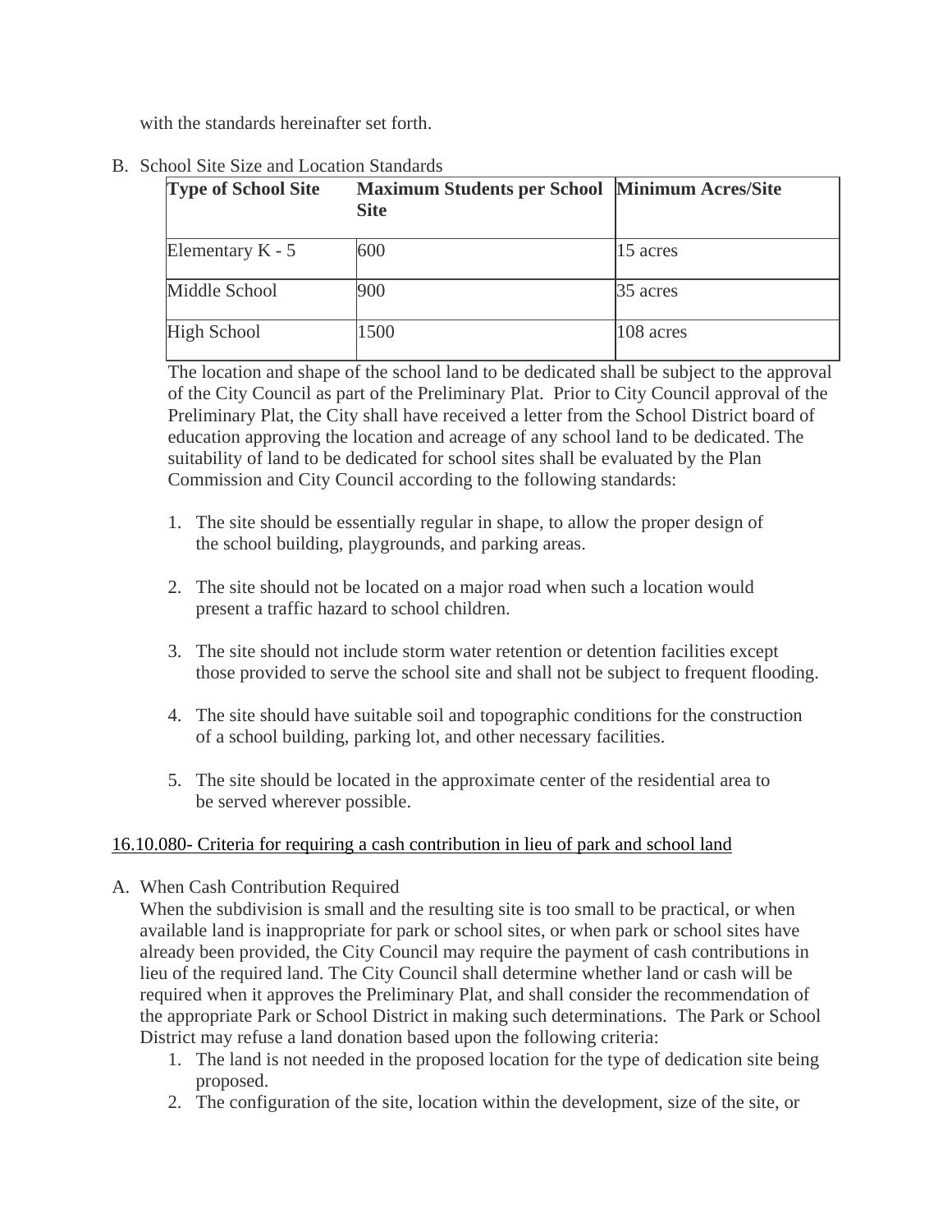with the standards hereinafter set forth.

B. School Site Size and Location Standards

| Type of School Site | Maximum Students per School Site | Minimum Acres/Site |
|---|---|---|
| Elementary K - 5 | 600 | 15 acres |
| Middle School | 900 | 35 acres |
| High School | 1500 | 108 acres |

The location and shape of the school land to be dedicated shall be subject to the approval of the City Council as part of the Preliminary Plat. Prior to City Council approval of the Preliminary Plat, the City shall have received a letter from the School District board of education approving the location and acreage of any school land to be dedicated. The suitability of land to be dedicated for school sites shall be evaluated by the Plan Commission and City Council according to the following standards:

1. The site should be essentially regular in shape, to allow the proper design of the school building, playgrounds, and parking areas.

2. The site should not be located on a major road when such a location would present a traffic hazard to school children.

3. The site should not include storm water retention or detention facilities except those provided to serve the school site and shall not be subject to frequent flooding.

4. The site should have suitable soil and topographic conditions for the construction of a school building, parking lot, and other necessary facilities.

5. The site should be located in the approximate center of the residential area to be served wherever possible.

16.10.080- Criteria for requiring a cash contribution in lieu of park and school land

A. When Cash Contribution Required
When the subdivision is small and the resulting site is too small to be practical, or when available land is inappropriate for park or school sites, or when park or school sites have already been provided, the City Council may require the payment of cash contributions in lieu of the required land. The City Council shall determine whether land or cash will be required when it approves the Preliminary Plat, and shall consider the recommendation of the appropriate Park or School District in making such determinations. The Park or School District may refuse a land donation based upon the following criteria:
   1. The land is not needed in the proposed location for the type of dedication site being proposed.
   2. The configuration of the site, location within the development, size of the site, or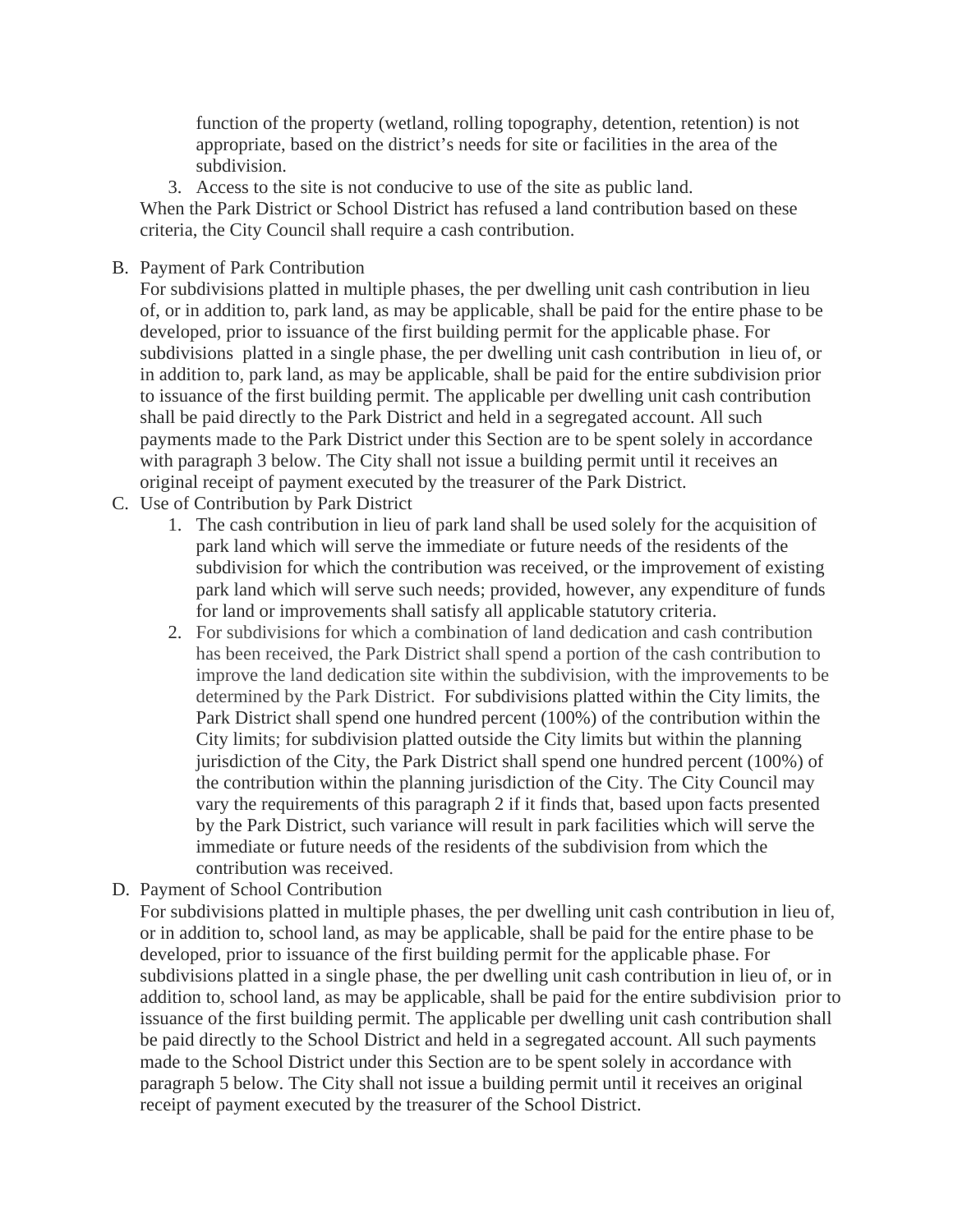function of the property (wetland, rolling topography, detention, retention) is not appropriate, based on the district's needs for site or facilities in the area of the subdivision.

3. Access to the site is not conducive to use of the site as public land.

When the Park District or School District has refused a land contribution based on these criteria, the City Council shall require a cash contribution.

B. Payment of Park Contribution

For subdivisions platted in multiple phases, the per dwelling unit cash contribution in lieu of, or in addition to, park land, as may be applicable, shall be paid for the entire phase to be developed, prior to issuance of the first building permit for the applicable phase. For subdivisions platted in a single phase, the per dwelling unit cash contribution in lieu of, or in addition to, park land, as may be applicable, shall be paid for the entire subdivision prior to issuance of the first building permit. The applicable per dwelling unit cash contribution shall be paid directly to the Park District and held in a segregated account. All such payments made to the Park District under this Section are to be spent solely in accordance with paragraph 3 below. The City shall not issue a building permit until it receives an original receipt of payment executed by the treasurer of the Park District.

C. Use of Contribution by Park District

1. The cash contribution in lieu of park land shall be used solely for the acquisition of park land which will serve the immediate or future needs of the residents of the subdivision for which the contribution was received, or the improvement of existing park land which will serve such needs; provided, however, any expenditure of funds for land or improvements shall satisfy all applicable statutory criteria.
2. For subdivisions for which a combination of land dedication and cash contribution has been received, the Park District shall spend a portion of the cash contribution to improve the land dedication site within the subdivision, with the improvements to be determined by the Park District. For subdivisions platted within the City limits, the Park District shall spend one hundred percent (100%) of the contribution within the City limits; for subdivision platted outside the City limits but within the planning jurisdiction of the City, the Park District shall spend one hundred percent (100%) of the contribution within the planning jurisdiction of the City. The City Council may vary the requirements of this paragraph 2 if it finds that, based upon facts presented by the Park District, such variance will result in park facilities which will serve the immediate or future needs of the residents of the subdivision from which the contribution was received.

D. Payment of School Contribution

For subdivisions platted in multiple phases, the per dwelling unit cash contribution in lieu of, or in addition to, school land, as may be applicable, shall be paid for the entire phase to be developed, prior to issuance of the first building permit for the applicable phase. For subdivisions platted in a single phase, the per dwelling unit cash contribution in lieu of, or in addition to, school land, as may be applicable, shall be paid for the entire subdivision prior to issuance of the first building permit. The applicable per dwelling unit cash contribution shall be paid directly to the School District and held in a segregated account. All such payments made to the School District under this Section are to be spent solely in accordance with paragraph 5 below. The City shall not issue a building permit until it receives an original receipt of payment executed by the treasurer of the School District.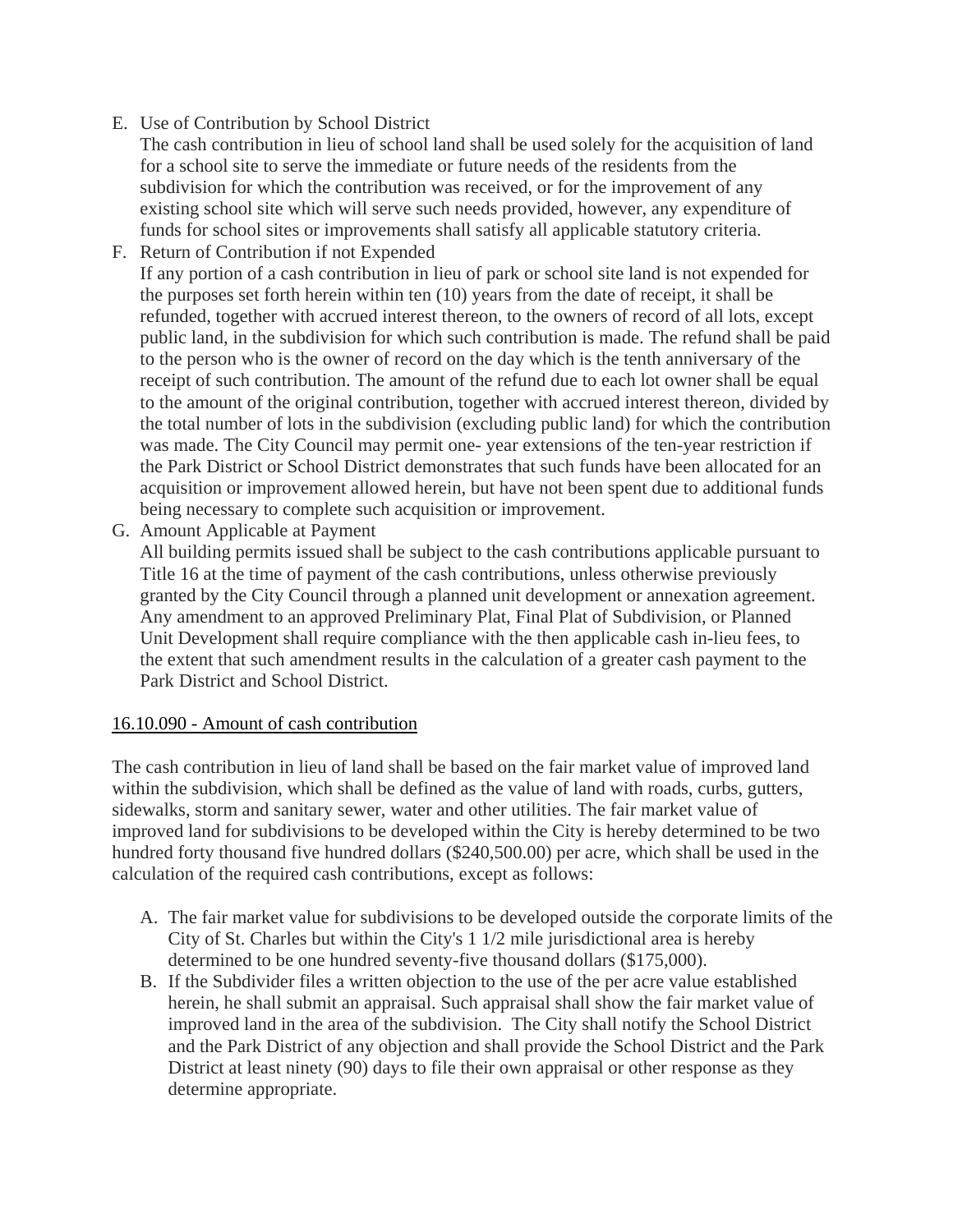E. Use of Contribution by School District
   The cash contribution in lieu of school land shall be used solely for the acquisition of land for a school site to serve the immediate or future needs of the residents from the subdivision for which the contribution was received, or for the improvement of any existing school site which will serve such needs provided, however, any expenditure of funds for school sites or improvements shall satisfy all applicable statutory criteria.
F. Return of Contribution if not Expended
   If any portion of a cash contribution in lieu of park or school site land is not expended for the purposes set forth herein within ten (10) years from the date of receipt, it shall be refunded, together with accrued interest thereon, to the owners of record of all lots, except public land, in the subdivision for which such contribution is made. The refund shall be paid to the person who is the owner of record on the day which is the tenth anniversary of the receipt of such contribution. The amount of the refund due to each lot owner shall be equal to the amount of the original contribution, together with accrued interest thereon, divided by the total number of lots in the subdivision (excluding public land) for which the contribution was made. The City Council may permit one- year extensions of the ten-year restriction if the Park District or School District demonstrates that such funds have been allocated for an acquisition or improvement allowed herein, but have not been spent due to additional funds being necessary to complete such acquisition or improvement.
G. Amount Applicable at Payment
   All building permits issued shall be subject to the cash contributions applicable pursuant to Title 16 at the time of payment of the cash contributions, unless otherwise previously granted by the City Council through a planned unit development or annexation agreement. Any amendment to an approved Preliminary Plat, Final Plat of Subdivision, or Planned Unit Development shall require compliance with the then applicable cash in-lieu fees, to the extent that such amendment results in the calculation of a greater cash payment to the Park District and School District.

## 16.10.090 - Amount of cash contribution

The cash contribution in lieu of land shall be based on the fair market value of improved land within the subdivision, which shall be defined as the value of land with roads, curbs, gutters, sidewalks, storm and sanitary sewer, water and other utilities. The fair market value of improved land for subdivisions to be developed within the City is hereby determined to be two hundred forty thousand five hundred dollars ($240,500.00) per acre, which shall be used in the calculation of the required cash contributions, except as follows:

A. The fair market value for subdivisions to be developed outside the corporate limits of the City of St. Charles but within the City's 1 1/2 mile jurisdictional area is hereby determined to be one hundred seventy-five thousand dollars ($175,000).
B. If the Subdivider files a written objection to the use of the per acre value established herein, he shall submit an appraisal. Such appraisal shall show the fair market value of improved land in the area of the subdivision. The City shall notify the School District and the Park District of any objection and shall provide the School District and the Park District at least ninety (90) days to file their own appraisal or other response as they determine appropriate.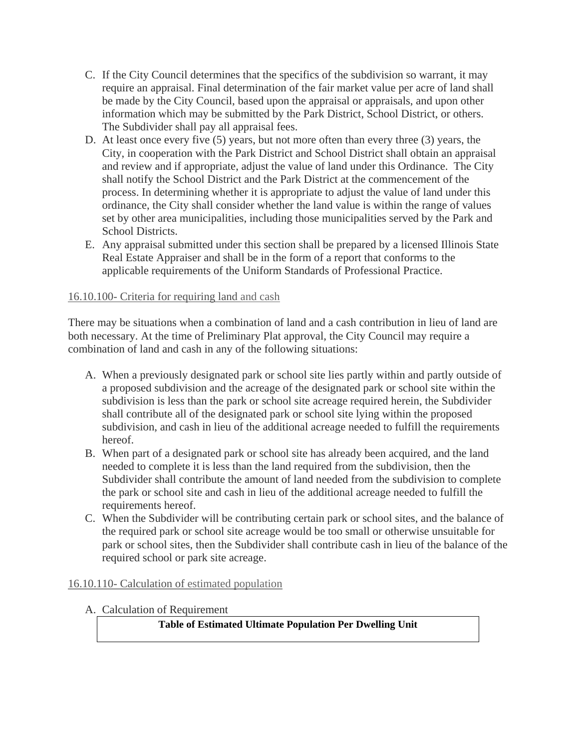C. If the City Council determines that the specifics of the subdivision so warrant, it may require an appraisal. Final determination of the fair market value per acre of land shall be made by the City Council, based upon the appraisal or appraisals, and upon other information which may be submitted by the Park District, School District, or others. The Subdivider shall pay all appraisal fees.
D. At least once every five (5) years, but not more often than every three (3) years, the City, in cooperation with the Park District and School District shall obtain an appraisal and review and if appropriate, adjust the value of land under this Ordinance. The City shall notify the School District and the Park District at the commencement of the process. In determining whether it is appropriate to adjust the value of land under this ordinance, the City shall consider whether the land value is within the range of values set by other area municipalities, including those municipalities served by the Park and School Districts.
E. Any appraisal submitted under this section shall be prepared by a licensed Illinois State Real Estate Appraiser and shall be in the form of a report that conforms to the applicable requirements of the Uniform Standards of Professional Practice.

## 16.10.100- Criteria for requiring land and cash

There may be situations when a combination of land and a cash contribution in lieu of land are both necessary. At the time of Preliminary Plat approval, the City Council may require a combination of land and cash in any of the following situations:

A. When a previously designated park or school site lies partly within and partly outside of a proposed subdivision and the acreage of the designated park or school site within the subdivision is less than the park or school site acreage required herein, the Subdivider shall contribute all of the designated park or school site lying within the proposed subdivision, and cash in lieu of the additional acreage needed to fulfill the requirements hereof.
B. When part of a designated park or school site has already been acquired, and the land needed to complete it is less than the land required from the subdivision, then the Subdivider shall contribute the amount of land needed from the subdivision to complete the park or school site and cash in lieu of the additional acreage needed to fulfill the requirements hereof.
C. When the Subdivider will be contributing certain park or school sites, and the balance of the required park or school site acreage would be too small or otherwise unsuitable for park or school sites, then the Subdivider shall contribute cash in lieu of the balance of the required school or park site acreage.

## 16.10.110- Calculation of estimated population

A. Calculation of Requirement

| **Table of Estimated Ultimate Population Per Dwelling Unit** |
|---|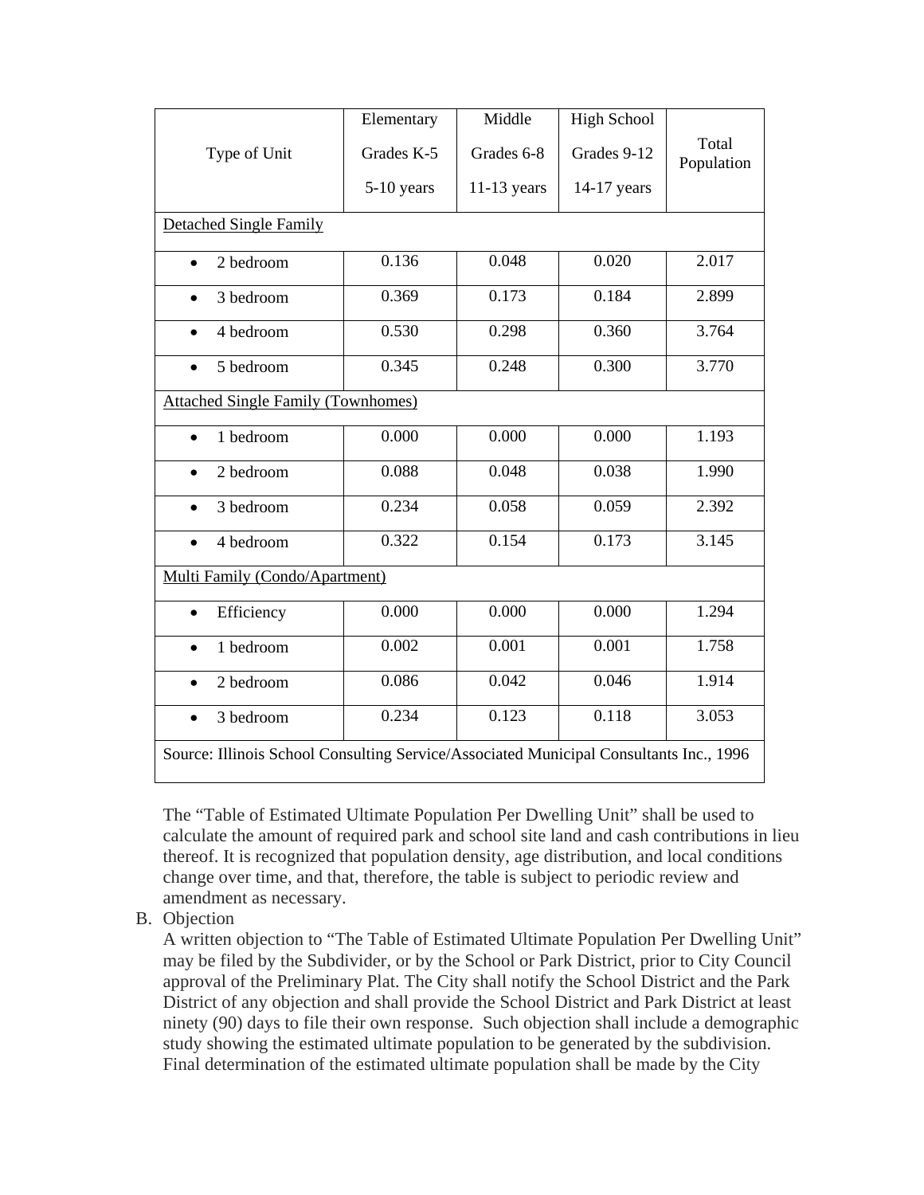| Type of Unit | Elementary Grades K-5 5-10 years | Middle Grades 6-8 11-13 years | High School Grades 9-12 14-17 years | Total Population |
|---|---|---|---|---|
| Detached Single Family | | | | |
| • 2 bedroom | 0.136 | 0.048 | 0.020 | 2.017 |
| • 3 bedroom | 0.369 | 0.173 | 0.184 | 2.899 |
| • 4 bedroom | 0.530 | 0.298 | 0.360 | 3.764 |
| • 5 bedroom | 0.345 | 0.248 | 0.300 | 3.770 |
| Attached Single Family (Townhomes) | | | | |
| • 1 bedroom | 0.000 | 0.000 | 0.000 | 1.193 |
| • 2 bedroom | 0.088 | 0.048 | 0.038 | 1.990 |
| • 3 bedroom | 0.234 | 0.058 | 0.059 | 2.392 |
| • 4 bedroom | 0.322 | 0.154 | 0.173 | 3.145 |
| Multi Family (Condo/Apartment) | | | | |
| • Efficiency | 0.000 | 0.000 | 0.000 | 1.294 |
| • 1 bedroom | 0.002 | 0.001 | 0.001 | 1.758 |
| • 2 bedroom | 0.086 | 0.042 | 0.046 | 1.914 |
| • 3 bedroom | 0.234 | 0.123 | 0.118 | 3.053 |
| Source: Illinois School Consulting Service/Associated Municipal Consultants Inc., 1996 | | | | |

The "Table of Estimated Ultimate Population Per Dwelling Unit" shall be used to calculate the amount of required park and school site land and cash contributions in lieu thereof. It is recognized that population density, age distribution, and local conditions change over time, and that, therefore, the table is subject to periodic review and amendment as necessary.

B. Objection

A written objection to "The Table of Estimated Ultimate Population Per Dwelling Unit" may be filed by the Subdivider, or by the School or Park District, prior to City Council approval of the Preliminary Plat. The City shall notify the School District and the Park District of any objection and shall provide the School District and Park District at least ninety (90) days to file their own response. Such objection shall include a demographic study showing the estimated ultimate population to be generated by the subdivision. Final determination of the estimated ultimate population shall be made by the City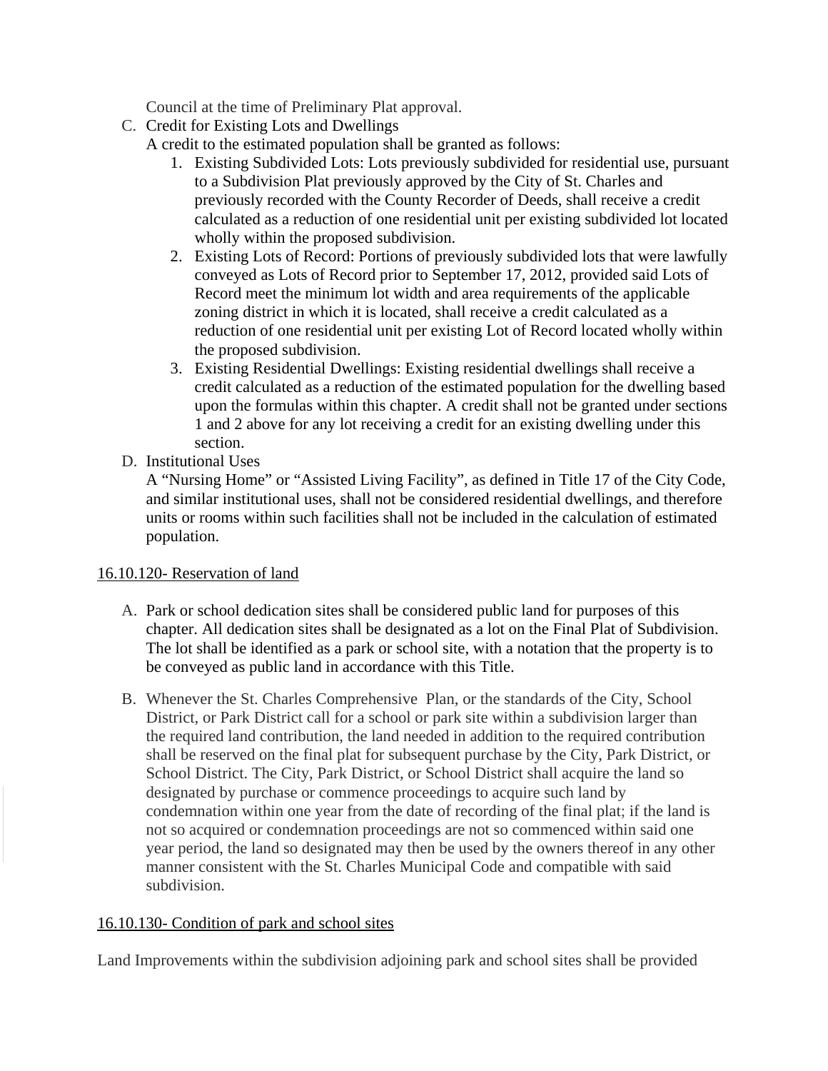Council at the time of Preliminary Plat approval.

C. Credit for Existing Lots and Dwellings

   A credit to the estimated population shall be granted as follows:

   1. Existing Subdivided Lots: Lots previously subdivided for residential use, pursuant to a Subdivision Plat previously approved by the City of St. Charles and previously recorded with the County Recorder of Deeds, shall receive a credit calculated as a reduction of one residential unit per existing subdivided lot located wholly within the proposed subdivision.
   2. Existing Lots of Record: Portions of previously subdivided lots that were lawfully conveyed as Lots of Record prior to September 17, 2012, provided said Lots of Record meet the minimum lot width and area requirements of the applicable zoning district in which it is located, shall receive a credit calculated as a reduction of one residential unit per existing Lot of Record located wholly within the proposed subdivision.
   3. Existing Residential Dwellings: Existing residential dwellings shall receive a credit calculated as a reduction of the estimated population for the dwelling based upon the formulas within this chapter. A credit shall not be granted under sections 1 and 2 above for any lot receiving a credit for an existing dwelling under this section.

D. Institutional Uses

   A "Nursing Home" or "Assisted Living Facility", as defined in Title 17 of the City Code, and similar institutional uses, shall not be considered residential dwellings, and therefore units or rooms within such facilities shall not be included in the calculation of estimated population.

## 16.10.120- Reservation of land

A. Park or school dedication sites shall be considered public land for purposes of this chapter. All dedication sites shall be designated as a lot on the Final Plat of Subdivision. The lot shall be identified as a park or school site, with a notation that the property is to be conveyed as public land in accordance with this Title.

B. Whenever the St. Charles Comprehensive Plan, or the standards of the City, School District, or Park District call for a school or park site within a subdivision larger than the required land contribution, the land needed in addition to the required contribution shall be reserved on the final plat for subsequent purchase by the City, Park District, or School District. The City, Park District, or School District shall acquire the land so designated by purchase or commence proceedings to acquire such land by condemnation within one year from the date of recording of the final plat; if the land is not so acquired or condemnation proceedings are not so commenced within said one year period, the land so designated may then be used by the owners thereof in any other manner consistent with the St. Charles Municipal Code and compatible with said subdivision.

## 16.10.130- Condition of park and school sites

Land Improvements within the subdivision adjoining park and school sites shall be provided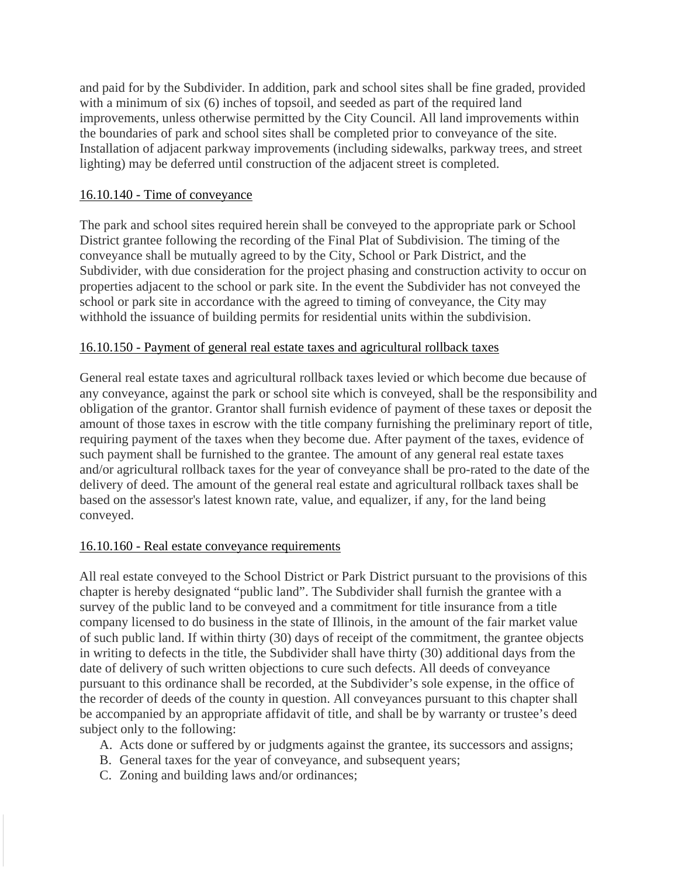and paid for by the Subdivider. In addition, park and school sites shall be fine graded, provided with a minimum of six (6) inches of topsoil, and seeded as part of the required land improvements, unless otherwise permitted by the City Council. All land improvements within the boundaries of park and school sites shall be completed prior to conveyance of the site. Installation of adjacent parkway improvements (including sidewalks, parkway trees, and street lighting) may be deferred until construction of the adjacent street is completed.

## 16.10.140 - Time of conveyance

The park and school sites required herein shall be conveyed to the appropriate park or School District grantee following the recording of the Final Plat of Subdivision. The timing of the conveyance shall be mutually agreed to by the City, School or Park District, and the Subdivider, with due consideration for the project phasing and construction activity to occur on properties adjacent to the school or park site. In the event the Subdivider has not conveyed the school or park site in accordance with the agreed to timing of conveyance, the City may withhold the issuance of building permits for residential units within the subdivision.

## 16.10.150 - Payment of general real estate taxes and agricultural rollback taxes

General real estate taxes and agricultural rollback taxes levied or which become due because of any conveyance, against the park or school site which is conveyed, shall be the responsibility and obligation of the grantor. Grantor shall furnish evidence of payment of these taxes or deposit the amount of those taxes in escrow with the title company furnishing the preliminary report of title, requiring payment of the taxes when they become due. After payment of the taxes, evidence of such payment shall be furnished to the grantee. The amount of any general real estate taxes and/or agricultural rollback taxes for the year of conveyance shall be pro-rated to the date of the delivery of deed. The amount of the general real estate and agricultural rollback taxes shall be based on the assessor's latest known rate, value, and equalizer, if any, for the land being conveyed.

## 16.10.160 - Real estate conveyance requirements

All real estate conveyed to the School District or Park District pursuant to the provisions of this chapter is hereby designated "public land". The Subdivider shall furnish the grantee with a survey of the public land to be conveyed and a commitment for title insurance from a title company licensed to do business in the state of Illinois, in the amount of the fair market value of such public land. If within thirty (30) days of receipt of the commitment, the grantee objects in writing to defects in the title, the Subdivider shall have thirty (30) additional days from the date of delivery of such written objections to cure such defects. All deeds of conveyance pursuant to this ordinance shall be recorded, at the Subdivider's sole expense, in the office of the recorder of deeds of the county in question. All conveyances pursuant to this chapter shall be accompanied by an appropriate affidavit of title, and shall be by warranty or trustee's deed subject only to the following:

A. Acts done or suffered by or judgments against the grantee, its successors and assigns;
B. General taxes for the year of conveyance, and subsequent years;
C. Zoning and building laws and/or ordinances;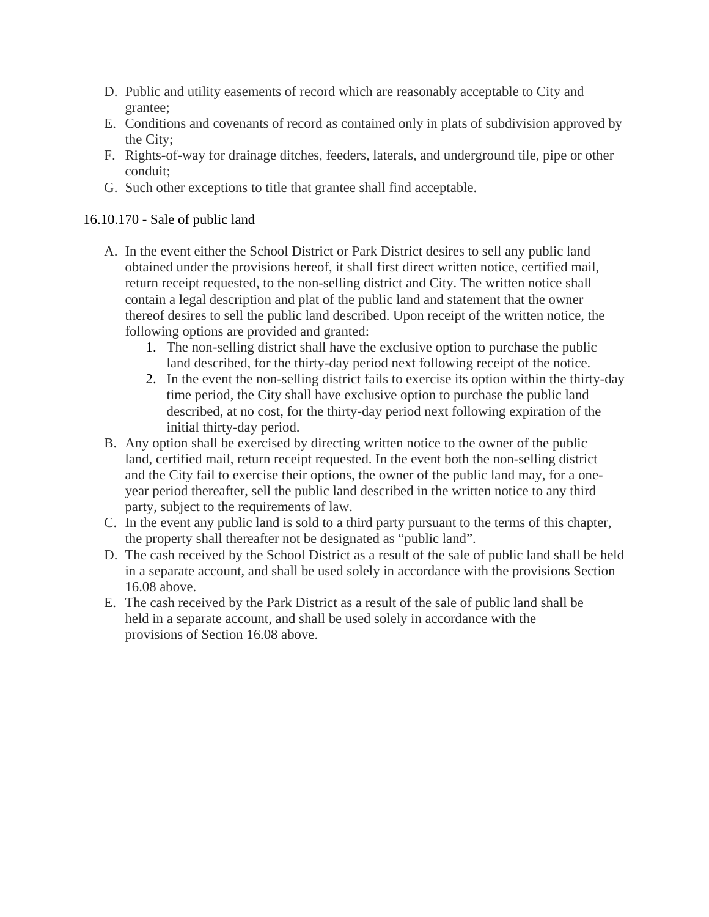D. Public and utility easements of record which are reasonably acceptable to City and grantee;
E. Conditions and covenants of record as contained only in plats of subdivision approved by the City;
F. Rights-of-way for drainage ditches, feeders, laterals, and underground tile, pipe or other conduit;
G. Such other exceptions to title that grantee shall find acceptable.

<u>16.10.170 - Sale of public land</u>

A. In the event either the School District or Park District desires to sell any public land obtained under the provisions hereof, it shall first direct written notice, certified mail, return receipt requested, to the non-selling district and City. The written notice shall contain a legal description and plat of the public land and statement that the owner thereof desires to sell the public land described. Upon receipt of the written notice, the following options are provided and granted:
   1. The non-selling district shall have the exclusive option to purchase the public land described, for the thirty-day period next following receipt of the notice.
   2. In the event the non-selling district fails to exercise its option within the thirty-day time period, the City shall have exclusive option to purchase the public land described, at no cost, for the thirty-day period next following expiration of the initial thirty-day period.
B. Any option shall be exercised by directing written notice to the owner of the public land, certified mail, return receipt requested. In the event both the non-selling district and the City fail to exercise their options, the owner of the public land may, for a one-year period thereafter, sell the public land described in the written notice to any third party, subject to the requirements of law.
C. In the event any public land is sold to a third party pursuant to the terms of this chapter, the property shall thereafter not be designated as "public land".
D. The cash received by the School District as a result of the sale of public land shall be held in a separate account, and shall be used solely in accordance with the provisions Section 16.08 above.
E. The cash received by the Park District as a result of the sale of public land shall be held in a separate account, and shall be used solely in accordance with the provisions of Section 16.08 above.